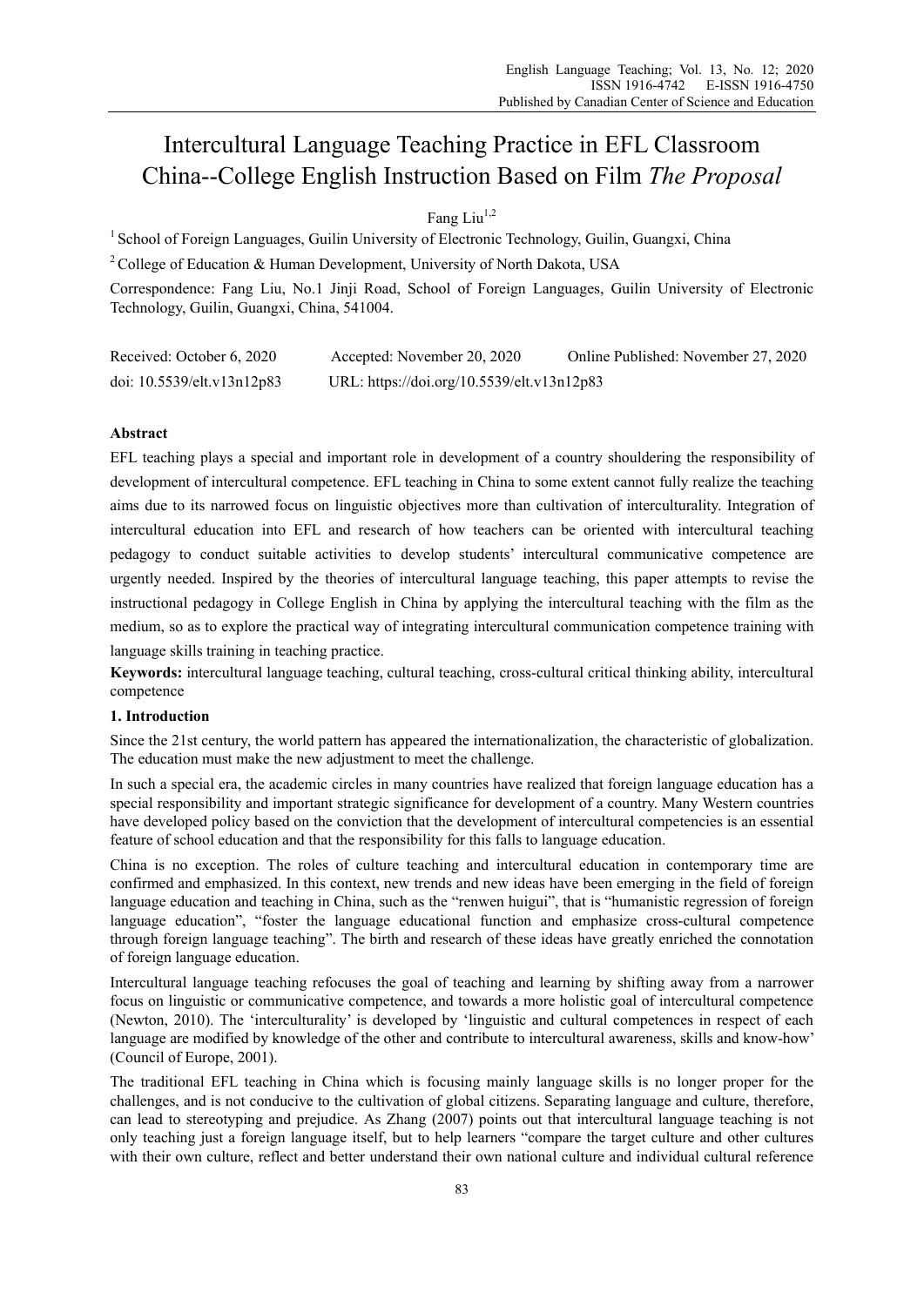# Intercultural Language Teaching Practice in EFL Classroom China--College English Instruction Based on Film *The Proposal*

Fang Liu[1,2]

[1] School of Foreign Languages, Guilin University of Electronic Technology, Guilin, Guangxi, China

[2] College of Education & Human Development, University of North Dakota, USA

Correspondence: Fang Liu, No.1 Jinji Road, School of Foreign Languages, Guilin University of Electronic Technology, Guilin, Guangxi, China, 541004.

Received: October 6, 2020 Accepted: November 20, 2020 Online Published: November 27, 2020

doi: 10.5539/elt.v13n12p83 URL: https://doi.org/10.5539/elt.v13n12p83

**Abstract**

EFL teaching plays a special and important role in development of a country shouldering the responsibility of development of intercultural competence. EFL teaching in China to some extent cannot fully realize the teaching aims due to its narrowed focus on linguistic objectives more than cultivation of interculturality. Integration of intercultural education into EFL and research of how teachers can be oriented with intercultural teaching pedagogy to conduct suitable activities to develop students' intercultural communicative competence are urgently needed. Inspired by the theories of intercultural language teaching, this paper attempts to revise the instructional pedagogy in College English in China by applying the intercultural teaching with the film as the medium, so as to explore the practical way of integrating intercultural communication competence training with language skills training in teaching practice.

**Keywords:** intercultural language teaching, cultural teaching, cross-cultural critical thinking ability, intercultural competence

## 1. Introduction

Since the 21st century, the world pattern has appeared the internationalization, the characteristic of globalization. The education must make the new adjustment to meet the challenge.

In such a special era, the academic circles in many countries have realized that foreign language education has a special responsibility and important strategic significance for development of a country. Many Western countries have developed policy based on the conviction that the development of intercultural competencies is an essential feature of school education and that the responsibility for this falls to language education.

China is no exception. The roles of culture teaching and intercultural education in contemporary time are confirmed and emphasized. In this context, new trends and new ideas have been emerging in the field of foreign language education and teaching in China, such as the "renwen huigui", that is "humanistic regression of foreign language education", "foster the language educational function and emphasize cross-cultural competence through foreign language teaching". The birth and research of these ideas have greatly enriched the connotation of foreign language education.

Intercultural language teaching refocuses the goal of teaching and learning by shifting away from a narrower focus on linguistic or communicative competence, and towards a more holistic goal of intercultural competence (Newton, 2010). The 'interculturality' is developed by 'linguistic and cultural competences in respect of each language are modified by knowledge of the other and contribute to intercultural awareness, skills and know-how' (Council of Europe, 2001).

The traditional EFL teaching in China which is focusing mainly language skills is no longer proper for the challenges, and is not conducive to the cultivation of global citizens. Separating language and culture, therefore, can lead to stereotyping and prejudice. As Zhang (2007) points out that intercultural language teaching is not only teaching just a foreign language itself, but to help learners "compare the target culture and other cultures with their own culture, reflect and better understand their own national culture and individual cultural reference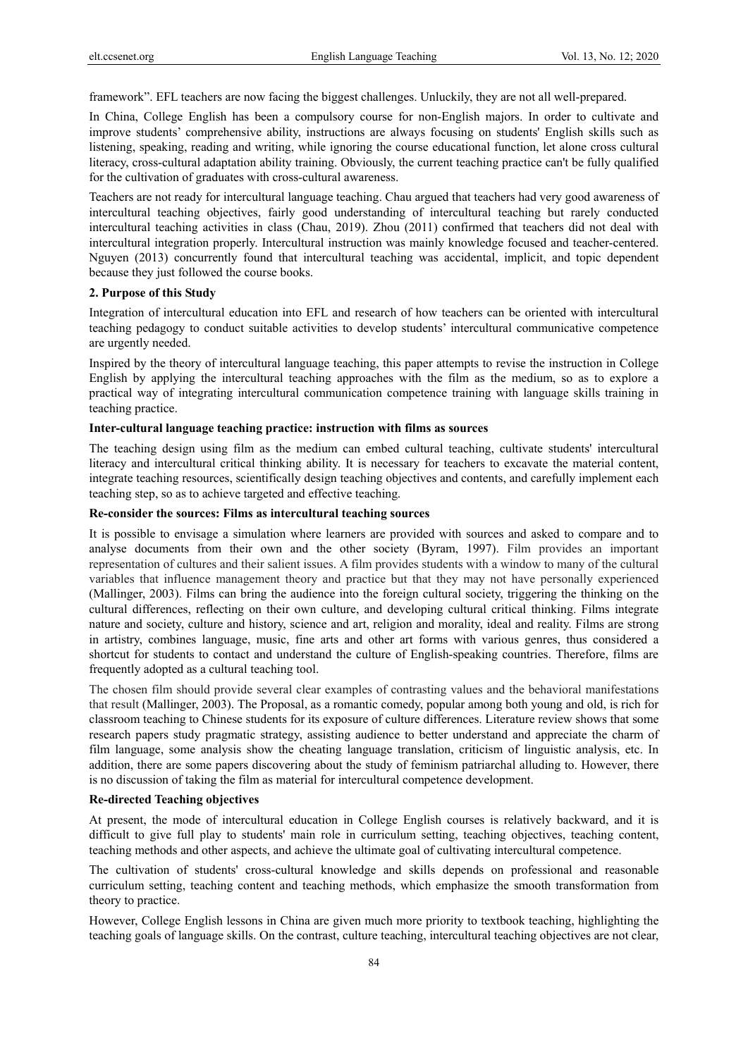framework". EFL teachers are now facing the biggest challenges. Unluckily, they are not all well-prepared.

In China, College English has been a compulsory course for non-English majors. In order to cultivate and improve students' comprehensive ability, instructions are always focusing on students' English skills such as listening, speaking, reading and writing, while ignoring the course educational function, let alone cross cultural literacy, cross-cultural adaptation ability training. Obviously, the current teaching practice can't be fully qualified for the cultivation of graduates with cross-cultural awareness.

Teachers are not ready for intercultural language teaching. Chau argued that teachers had very good awareness of intercultural teaching objectives, fairly good understanding of intercultural teaching but rarely conducted intercultural teaching activities in class (Chau, 2019). Zhou (2011) confirmed that teachers did not deal with intercultural integration properly. Intercultural instruction was mainly knowledge focused and teacher-centered. Nguyen (2013) concurrently found that intercultural teaching was accidental, implicit, and topic dependent because they just followed the course books.

## 2. Purpose of this Study

Integration of intercultural education into EFL and research of how teachers can be oriented with intercultural teaching pedagogy to conduct suitable activities to develop students' intercultural communicative competence are urgently needed.

Inspired by the theory of intercultural language teaching, this paper attempts to revise the instruction in College English by applying the intercultural teaching approaches with the film as the medium, so as to explore a practical way of integrating intercultural communication competence training with language skills training in teaching practice.

### Inter-cultural language teaching practice: instruction with films as sources

The teaching design using film as the medium can embed cultural teaching, cultivate students' intercultural literacy and intercultural critical thinking ability. It is necessary for teachers to excavate the material content, integrate teaching resources, scientifically design teaching objectives and contents, and carefully implement each teaching step, so as to achieve targeted and effective teaching.

### Re-consider the sources: Films as intercultural teaching sources

It is possible to envisage a simulation where learners are provided with sources and asked to compare and to analyse documents from their own and the other society (Byram, 1997). Film provides an important representation of cultures and their salient issues. A film provides students with a window to many of the cultural variables that influence management theory and practice but that they may not have personally experienced (Mallinger, 2003). Films can bring the audience into the foreign cultural society, triggering the thinking on the cultural differences, reflecting on their own culture, and developing cultural critical thinking. Films integrate nature and society, culture and history, science and art, religion and morality, ideal and reality. Films are strong in artistry, combines language, music, fine arts and other art forms with various genres, thus considered a shortcut for students to contact and understand the culture of English-speaking countries. Therefore, films are frequently adopted as a cultural teaching tool.

The chosen film should provide several clear examples of contrasting values and the behavioral manifestations that result (Mallinger, 2003). The Proposal, as a romantic comedy, popular among both young and old, is rich for classroom teaching to Chinese students for its exposure of culture differences. Literature review shows that some research papers study pragmatic strategy, assisting audience to better understand and appreciate the charm of film language, some analysis show the cheating language translation, criticism of linguistic analysis, etc. In addition, there are some papers discovering about the study of feminism patriarchal alluding to. However, there is no discussion of taking the film as material for intercultural competence development.

### Re-directed Teaching objectives

At present, the mode of intercultural education in College English courses is relatively backward, and it is difficult to give full play to students' main role in curriculum setting, teaching objectives, teaching content, teaching methods and other aspects, and achieve the ultimate goal of cultivating intercultural competence.

The cultivation of students' cross-cultural knowledge and skills depends on professional and reasonable curriculum setting, teaching content and teaching methods, which emphasize the smooth transformation from theory to practice.

However, College English lessons in China are given much more priority to textbook teaching, highlighting the teaching goals of language skills. On the contrast, culture teaching, intercultural teaching objectives are not clear,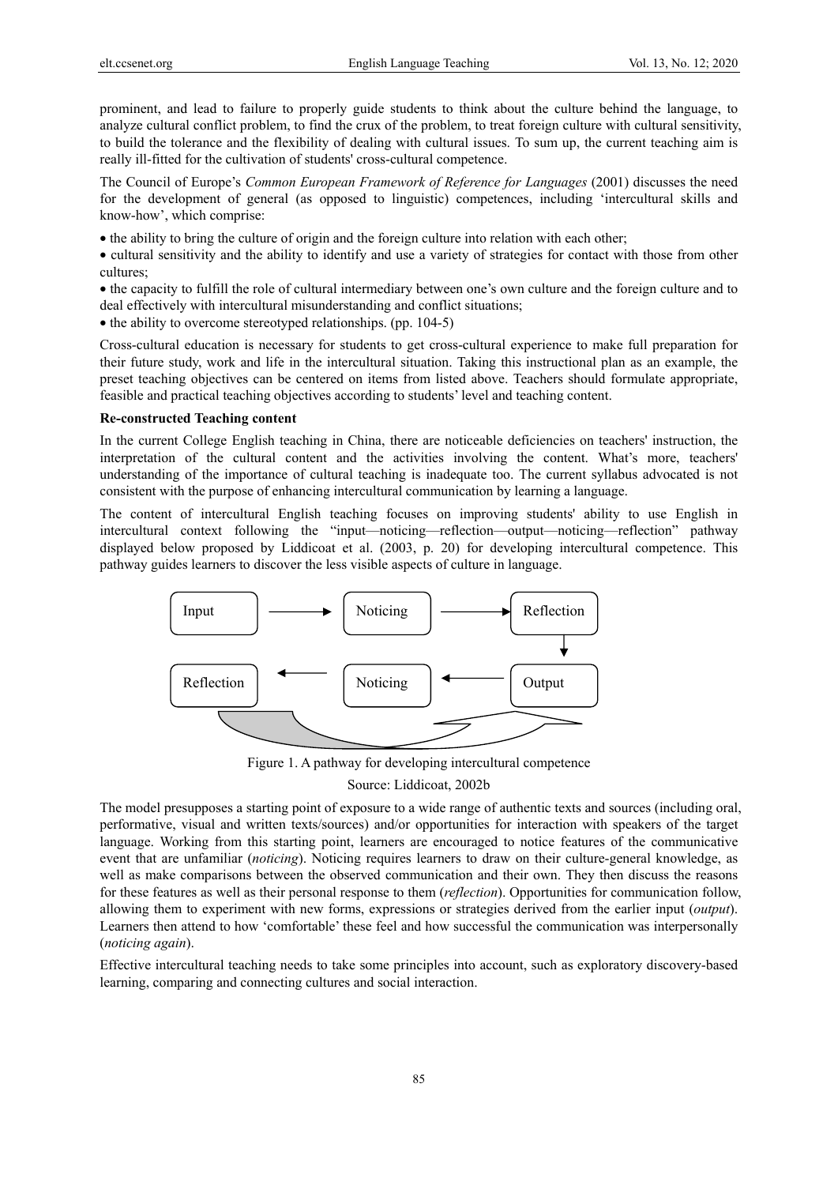prominent, and lead to failure to properly guide students to think about the culture behind the language, to analyze cultural conflict problem, to find the crux of the problem, to treat foreign culture with cultural sensitivity, to build the tolerance and the flexibility of dealing with cultural issues. To sum up, the current teaching aim is really ill-fitted for the cultivation of students' cross-cultural competence.

The Council of Europe's *Common European Framework of Reference for Languages* (2001) discusses the need for the development of general (as opposed to linguistic) competences, including 'intercultural skills and know-how', which comprise:

- the ability to bring the culture of origin and the foreign culture into relation with each other;
- cultural sensitivity and the ability to identify and use a variety of strategies for contact with those from other cultures;
- the capacity to fulfill the role of cultural intermediary between one's own culture and the foreign culture and to deal effectively with intercultural misunderstanding and conflict situations;
- the ability to overcome stereotyped relationships. (pp. 104-5)

Cross-cultural education is necessary for students to get cross-cultural experience to make full preparation for their future study, work and life in the intercultural situation. Taking this instructional plan as an example, the preset teaching objectives can be centered on items from listed above. Teachers should formulate appropriate, feasible and practical teaching objectives according to students' level and teaching content.

**Re-constructed Teaching content**

In the current College English teaching in China, there are noticeable deficiencies on teachers' instruction, the interpretation of the cultural content and the activities involving the content. What's more, teachers' understanding of the importance of cultural teaching is inadequate too. The current syllabus advocated is not consistent with the purpose of enhancing intercultural communication by learning a language.

The content of intercultural English teaching focuses on improving students' ability to use English in intercultural context following the "input—noticing—reflection—output—noticing—reflection" pathway displayed below proposed by Liddicoat et al. (2003, p. 20) for developing intercultural competence. This pathway guides learners to discover the less visible aspects of culture in language.

Input
Noticing
Reflection
Output
Noticing
Reflection

Figure 1. A pathway for developing intercultural competence

Source: Liddicoat, 2002b

The model presupposes a starting point of exposure to a wide range of authentic texts and sources (including oral, performative, visual and written texts/sources) and/or opportunities for interaction with speakers of the target language. Working from this starting point, learners are encouraged to notice features of the communicative event that are unfamiliar (*noticing*). Noticing requires learners to draw on their culture-general knowledge, as well as make comparisons between the observed communication and their own. They then discuss the reasons for these features as well as their personal response to them (*reflection*). Opportunities for communication follow, allowing them to experiment with new forms, expressions or strategies derived from the earlier input (*output*). Learners then attend to how 'comfortable' these feel and how successful the communication was interpersonally (*noticing again*).

Effective intercultural teaching needs to take some principles into account, such as exploratory discovery-based learning, comparing and connecting cultures and social interaction.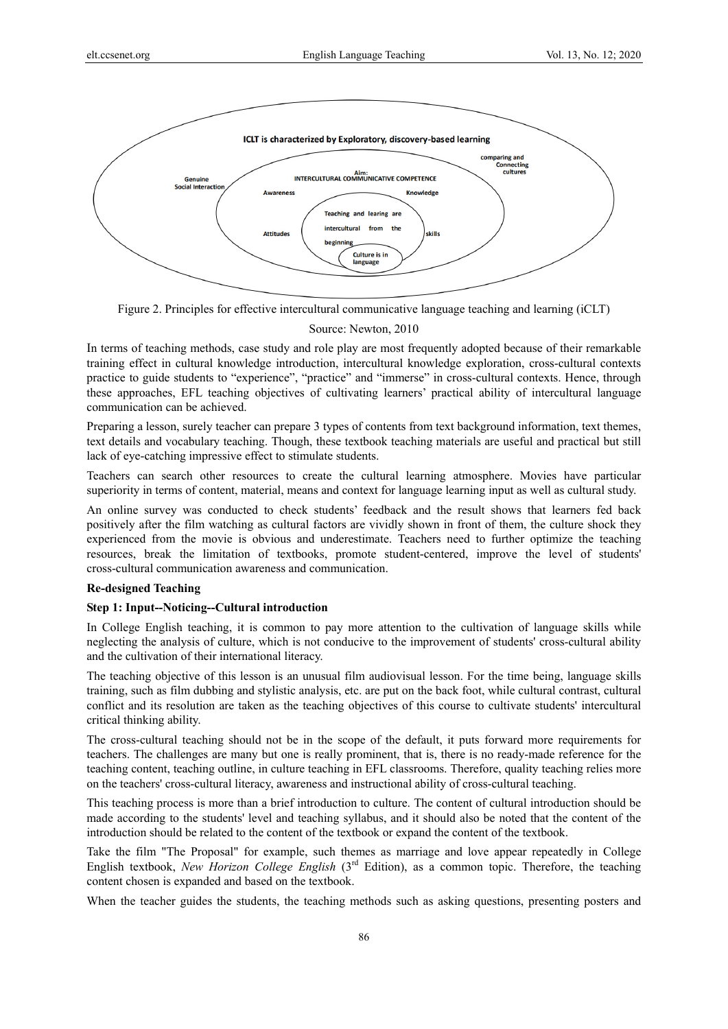Figure 2. Principles for effective intercultural communicative language teaching and learning (iCLT)

Source: Newton, 2010

In terms of teaching methods, case study and role play are most frequently adopted because of their remarkable training effect in cultural knowledge introduction, intercultural knowledge exploration, cross-cultural contexts practice to guide students to "experience", "practice" and "immerse" in cross-cultural contexts. Hence, through these approaches, EFL teaching objectives of cultivating learners' practical ability of intercultural language communication can be achieved.

Preparing a lesson, surely teacher can prepare 3 types of contents from text background information, text themes, text details and vocabulary teaching. Though, these textbook teaching materials are useful and practical but still lack of eye-catching impressive effect to stimulate students.

Teachers can search other resources to create the cultural learning atmosphere. Movies have particular superiority in terms of content, material, means and context for language learning input as well as cultural study.

An online survey was conducted to check students' feedback and the result shows that learners fed back positively after the film watching as cultural factors are vividly shown in front of them, the culture shock they experienced from the movie is obvious and underestimate. Teachers need to further optimize the teaching resources, break the limitation of textbooks, promote student-centered, improve the level of students' cross-cultural communication awareness and communication.

**Re-designed Teaching**

**Step 1: Input--Noticing--Cultural introduction**

In College English teaching, it is common to pay more attention to the cultivation of language skills while neglecting the analysis of culture, which is not conducive to the improvement of students' cross-cultural ability and the cultivation of their international literacy.

The teaching objective of this lesson is an unusual film audiovisual lesson. For the time being, language skills training, such as film dubbing and stylistic analysis, etc. are put on the back foot, while cultural contrast, cultural conflict and its resolution are taken as the teaching objectives of this course to cultivate students' intercultural critical thinking ability.

The cross-cultural teaching should not be in the scope of the default, it puts forward more requirements for teachers. The challenges are many but one is really prominent, that is, there is no ready-made reference for the teaching content, teaching outline, in culture teaching in EFL classrooms. Therefore, quality teaching relies more on the teachers' cross-cultural literacy, awareness and instructional ability of cross-cultural teaching.

This teaching process is more than a brief introduction to culture. The content of cultural introduction should be made according to the students' level and teaching syllabus, and it should also be noted that the content of the introduction should be related to the content of the textbook or expand the content of the textbook.

Take the film "The Proposal" for example, such themes as marriage and love appear repeatedly in College English textbook, *New Horizon College English* (3rd Edition), as a common topic. Therefore, the teaching content chosen is expanded and based on the textbook.

When the teacher guides the students, the teaching methods such as asking questions, presenting posters and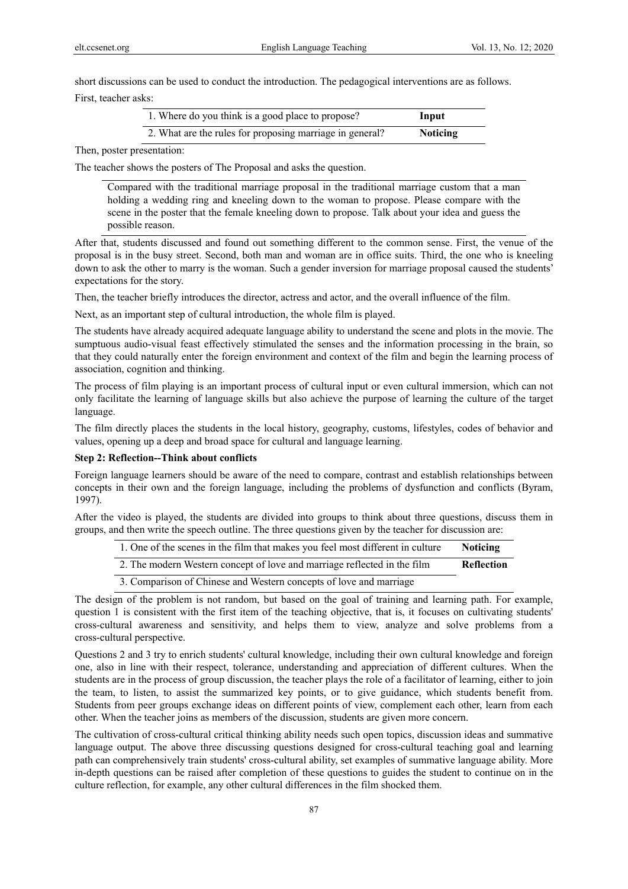short discussions can be used to conduct the introduction. The pedagogical interventions are as follows.

First, teacher asks:

| | |
|---|---|
| 1. Where do you think is a good place to propose? | **Input** |
| 2. What are the rules for proposing marriage in general? | **Noticing** |

Then, poster presentation:

The teacher shows the posters of The Proposal and asks the question.

> Compared with the traditional marriage proposal in the traditional marriage custom that a man holding a wedding ring and kneeling down to the woman to propose. Please compare with the scene in the poster that the female kneeling down to propose. Talk about your idea and guess the possible reason.

After that, students discussed and found out something different to the common sense. First, the venue of the proposal is in the busy street. Second, both man and woman are in office suits. Third, the one who is kneeling down to ask the other to marry is the woman. Such a gender inversion for marriage proposal caused the students' expectations for the story.

Then, the teacher briefly introduces the director, actress and actor, and the overall influence of the film.

Next, as an important step of cultural introduction, the whole film is played.

The students have already acquired adequate language ability to understand the scene and plots in the movie. The sumptuous audio-visual feast effectively stimulated the senses and the information processing in the brain, so that they could naturally enter the foreign environment and context of the film and begin the learning process of association, cognition and thinking.

The process of film playing is an important process of cultural input or even cultural immersion, which can not only facilitate the learning of language skills but also achieve the purpose of learning the culture of the target language.

The film directly places the students in the local history, geography, customs, lifestyles, codes of behavior and values, opening up a deep and broad space for cultural and language learning.

**Step 2: Reflection--Think about conflicts**

Foreign language learners should be aware of the need to compare, contrast and establish relationships between concepts in their own and the foreign language, including the problems of dysfunction and conflicts (Byram, 1997).

After the video is played, the students are divided into groups to think about three questions, discuss them in groups, and then write the speech outline. The three questions given by the teacher for discussion are:

| | |
|---|---|
| 1. One of the scenes in the film that makes you feel most different in culture | **Noticing** |
| 2. The modern Western concept of love and marriage reflected in the film | **Reflection** |
| 3. Comparison of Chinese and Western concepts of love and marriage | |

The design of the problem is not random, but based on the goal of training and learning path. For example, question 1 is consistent with the first item of the teaching objective, that is, it focuses on cultivating students' cross-cultural awareness and sensitivity, and helps them to view, analyze and solve problems from a cross-cultural perspective.

Questions 2 and 3 try to enrich students' cultural knowledge, including their own cultural knowledge and foreign one, also in line with their respect, tolerance, understanding and appreciation of different cultures. When the students are in the process of group discussion, the teacher plays the role of a facilitator of learning, either to join the team, to listen, to assist the summarized key points, or to give guidance, which students benefit from. Students from peer groups exchange ideas on different points of view, complement each other, learn from each other. When the teacher joins as members of the discussion, students are given more concern.

The cultivation of cross-cultural critical thinking ability needs such open topics, discussion ideas and summative language output. The above three discussing questions designed for cross-cultural teaching goal and learning path can comprehensively train students' cross-cultural ability, set examples of summative language ability. More in-depth questions can be raised after completion of these questions to guides the student to continue on in the culture reflection, for example, any other cultural differences in the film shocked them.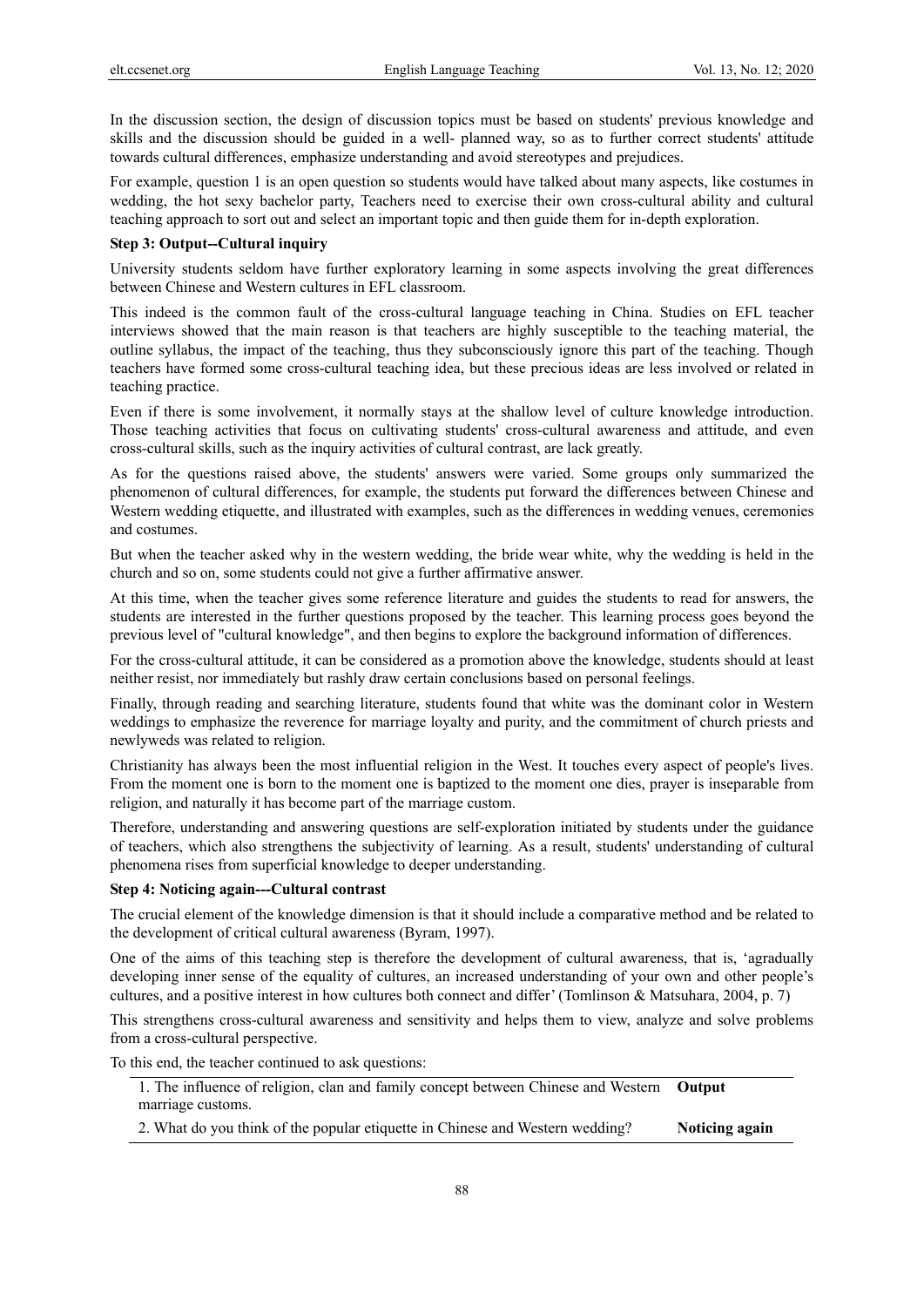In the discussion section, the design of discussion topics must be based on students' previous knowledge and skills and the discussion should be guided in a well- planned way, so as to further correct students' attitude towards cultural differences, emphasize understanding and avoid stereotypes and prejudices.

For example, question 1 is an open question so students would have talked about many aspects, like costumes in wedding, the hot sexy bachelor party, Teachers need to exercise their own cross-cultural ability and cultural teaching approach to sort out and select an important topic and then guide them for in-depth exploration.

**Step 3: Output--Cultural inquiry**

University students seldom have further exploratory learning in some aspects involving the great differences between Chinese and Western cultures in EFL classroom.

This indeed is the common fault of the cross-cultural language teaching in China. Studies on EFL teacher interviews showed that the main reason is that teachers are highly susceptible to the teaching material, the outline syllabus, the impact of the teaching, thus they subconsciously ignore this part of the teaching. Though teachers have formed some cross-cultural teaching idea, but these precious ideas are less involved or related in teaching practice.

Even if there is some involvement, it normally stays at the shallow level of culture knowledge introduction. Those teaching activities that focus on cultivating students' cross-cultural awareness and attitude, and even cross-cultural skills, such as the inquiry activities of cultural contrast, are lack greatly.

As for the questions raised above, the students' answers were varied. Some groups only summarized the phenomenon of cultural differences, for example, the students put forward the differences between Chinese and Western wedding etiquette, and illustrated with examples, such as the differences in wedding venues, ceremonies and costumes.

But when the teacher asked why in the western wedding, the bride wear white, why the wedding is held in the church and so on, some students could not give a further affirmative answer.

At this time, when the teacher gives some reference literature and guides the students to read for answers, the students are interested in the further questions proposed by the teacher. This learning process goes beyond the previous level of "cultural knowledge", and then begins to explore the background information of differences.

For the cross-cultural attitude, it can be considered as a promotion above the knowledge, students should at least neither resist, nor immediately but rashly draw certain conclusions based on personal feelings.

Finally, through reading and searching literature, students found that white was the dominant color in Western weddings to emphasize the reverence for marriage loyalty and purity, and the commitment of church priests and newlyweds was related to religion.

Christianity has always been the most influential religion in the West. It touches every aspect of people's lives. From the moment one is born to the moment one is baptized to the moment one dies, prayer is inseparable from religion, and naturally it has become part of the marriage custom.

Therefore, understanding and answering questions are self-exploration initiated by students under the guidance of teachers, which also strengthens the subjectivity of learning. As a result, students' understanding of cultural phenomena rises from superficial knowledge to deeper understanding.

**Step 4: Noticing again---Cultural contrast**

The crucial element of the knowledge dimension is that it should include a comparative method and be related to the development of critical cultural awareness (Byram, 1997).

One of the aims of this teaching step is therefore the development of cultural awareness, that is, 'agradually developing inner sense of the equality of cultures, an increased understanding of your own and other people's cultures, and a positive interest in how cultures both connect and differ' (Tomlinson & Matsuhara, 2004, p. 7)

This strengthens cross-cultural awareness and sensitivity and helps them to view, analyze and solve problems from a cross-cultural perspective.

To this end, the teacher continued to ask questions:

| | |
|---|---|
| 1. The influence of religion, clan and family concept between Chinese and Western marriage customs. | **Output** |
| 2. What do you think of the popular etiquette in Chinese and Western wedding? | **Noticing again** |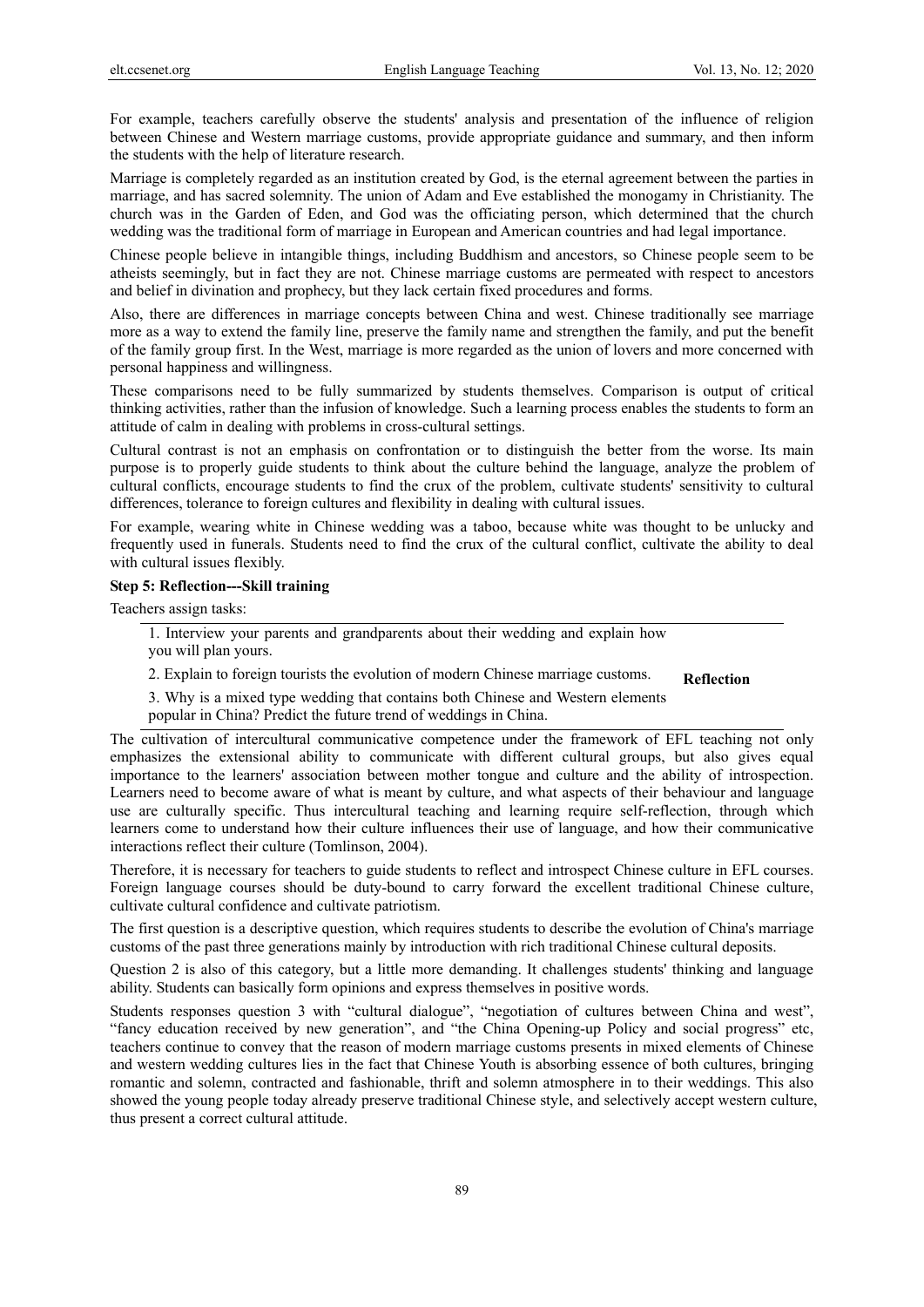For example, teachers carefully observe the students' analysis and presentation of the influence of religion between Chinese and Western marriage customs, provide appropriate guidance and summary, and then inform the students with the help of literature research.

Marriage is completely regarded as an institution created by God, is the eternal agreement between the parties in marriage, and has sacred solemnity. The union of Adam and Eve established the monogamy in Christianity. The church was in the Garden of Eden, and God was the officiating person, which determined that the church wedding was the traditional form of marriage in European and American countries and had legal importance.

Chinese people believe in intangible things, including Buddhism and ancestors, so Chinese people seem to be atheists seemingly, but in fact they are not. Chinese marriage customs are permeated with respect to ancestors and belief in divination and prophecy, but they lack certain fixed procedures and forms.

Also, there are differences in marriage concepts between China and west. Chinese traditionally see marriage more as a way to extend the family line, preserve the family name and strengthen the family, and put the benefit of the family group first. In the West, marriage is more regarded as the union of lovers and more concerned with personal happiness and willingness.

These comparisons need to be fully summarized by students themselves. Comparison is output of critical thinking activities, rather than the infusion of knowledge. Such a learning process enables the students to form an attitude of calm in dealing with problems in cross-cultural settings.

Cultural contrast is not an emphasis on confrontation or to distinguish the better from the worse. Its main purpose is to properly guide students to think about the culture behind the language, analyze the problem of cultural conflicts, encourage students to find the crux of the problem, cultivate students' sensitivity to cultural differences, tolerance to foreign cultures and flexibility in dealing with cultural issues.

For example, wearing white in Chinese wedding was a taboo, because white was thought to be unlucky and frequently used in funerals. Students need to find the crux of the cultural conflict, cultivate the ability to deal with cultural issues flexibly.

**Step 5: Reflection---Skill training**

Teachers assign tasks:

| | |
|---|---|
| 1. Interview your parents and grandparents about their wedding and explain how you will plan yours.<br>2. Explain to foreign tourists the evolution of modern Chinese marriage customs.<br>3. Why is a mixed type wedding that contains both Chinese and Western elements popular in China? Predict the future trend of weddings in China. | **Reflection** |

The cultivation of intercultural communicative competence under the framework of EFL teaching not only emphasizes the extensional ability to communicate with different cultural groups, but also gives equal importance to the learners' association between mother tongue and culture and the ability of introspection. Learners need to become aware of what is meant by culture, and what aspects of their behaviour and language use are culturally specific. Thus intercultural teaching and learning require self-reflection, through which learners come to understand how their culture influences their use of language, and how their communicative interactions reflect their culture (Tomlinson, 2004).

Therefore, it is necessary for teachers to guide students to reflect and introspect Chinese culture in EFL courses. Foreign language courses should be duty-bound to carry forward the excellent traditional Chinese culture, cultivate cultural confidence and cultivate patriotism.

The first question is a descriptive question, which requires students to describe the evolution of China's marriage customs of the past three generations mainly by introduction with rich traditional Chinese cultural deposits.

Question 2 is also of this category, but a little more demanding. It challenges students' thinking and language ability. Students can basically form opinions and express themselves in positive words.

Students responses question 3 with "cultural dialogue", "negotiation of cultures between China and west", "fancy education received by new generation", and "the China Opening-up Policy and social progress" etc, teachers continue to convey that the reason of modern marriage customs presents in mixed elements of Chinese and western wedding cultures lies in the fact that Chinese Youth is absorbing essence of both cultures, bringing romantic and solemn, contracted and fashionable, thrift and solemn atmosphere in to their weddings. This also showed the young people today already preserve traditional Chinese style, and selectively accept western culture, thus present a correct cultural attitude.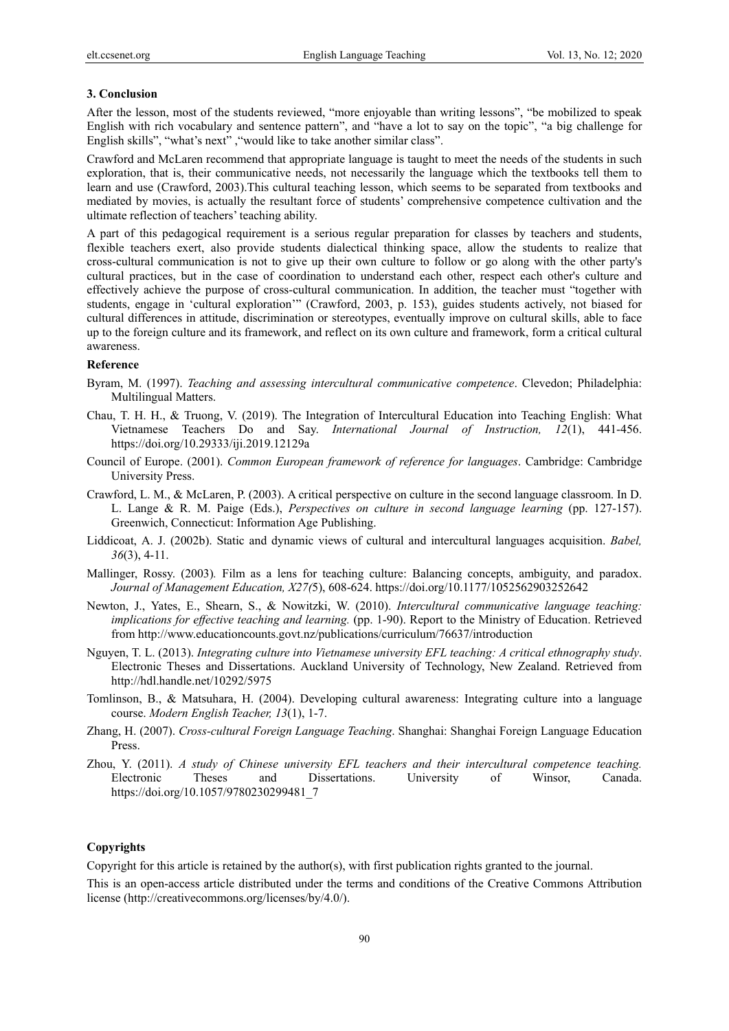### 3. Conclusion

After the lesson, most of the students reviewed, “more enjoyable than writing lessons”, “be mobilized to speak English with rich vocabulary and sentence pattern”, and “have a lot to say on the topic”, “a big challenge for English skills”, “what’s next” ,“would like to take another similar class”.

Crawford and McLaren recommend that appropriate language is taught to meet the needs of the students in such exploration, that is, their communicative needs, not necessarily the language which the textbooks tell them to learn and use (Crawford, 2003).This cultural teaching lesson, which seems to be separated from textbooks and mediated by movies, is actually the resultant force of students’ comprehensive competence cultivation and the ultimate reflection of teachers’ teaching ability.

A part of this pedagogical requirement is a serious regular preparation for classes by teachers and students, flexible teachers exert, also provide students dialectical thinking space, allow the students to realize that cross-cultural communication is not to give up their own culture to follow or go along with the other party's cultural practices, but in the case of coordination to understand each other, respect each other's culture and effectively achieve the purpose of cross-cultural communication. In addition, the teacher must “together with students, engage in ‘cultural exploration’” (Crawford, 2003, p. 153), guides students actively, not biased for cultural differences in attitude, discrimination or stereotypes, eventually improve on cultural skills, able to face up to the foreign culture and its framework, and reflect on its own culture and framework, form a critical cultural awareness.

### Reference

Byram, M. (1997). *Teaching and assessing intercultural communicative competence*. Clevedon; Philadelphia: Multilingual Matters.

Chau, T. H. H., & Truong, V. (2019). The Integration of Intercultural Education into Teaching English: What Vietnamese Teachers Do and Say. *International Journal of Instruction, 12*(1), 441-456. https://doi.org/10.29333/iji.2019.12129a

Council of Europe. (2001). *Common European framework of reference for languages*. Cambridge: Cambridge University Press.

Crawford, L. M., & McLaren, P. (2003). A critical perspective on culture in the second language classroom. In D. L. Lange & R. M. Paige (Eds.), *Perspectives on culture in second language learning* (pp. 127-157). Greenwich, Connecticut: Information Age Publishing.

Liddicoat, A. J. (2002b). Static and dynamic views of cultural and intercultural languages acquisition. *Babel, 36*(3), 4-11.

Mallinger, Rossy. (2003). Film as a lens for teaching culture: Balancing concepts, ambiguity, and paradox. *Journal of Management Education, X27(*5), 608-624. https://doi.org/10.1177/1052562903252642

Newton, J., Yates, E., Shearn, S., & Nowitzki, W. (2010). *Intercultural communicative language teaching: implications for effective teaching and learning.* (pp. 1-90). Report to the Ministry of Education. Retrieved from http://www.educationcounts.govt.nz/publications/curriculum/76637/introduction

Nguyen, T. L. (2013). *Integrating culture into Vietnamese university EFL teaching: A critical ethnography study*. Electronic Theses and Dissertations. Auckland University of Technology, New Zealand. Retrieved from http://hdl.handle.net/10292/5975

Tomlinson, B., & Matsuhara, H. (2004). Developing cultural awareness: Integrating culture into a language course. *Modern English Teacher, 13*(1), 1-7.

Zhang, H. (2007). *Cross-cultural Foreign Language Teaching*. Shanghai: Shanghai Foreign Language Education Press.

Zhou, Y. (2011). *A study of Chinese university EFL teachers and their intercultural competence teaching.* Electronic Theses and Dissertations. University of Winsor, Canada. https://doi.org/10.1057/9780230299481_7

### Copyrights

Copyright for this article is retained by the author(s), with first publication rights granted to the journal.

This is an open-access article distributed under the terms and conditions of the Creative Commons Attribution license (http://creativecommons.org/licenses/by/4.0/).